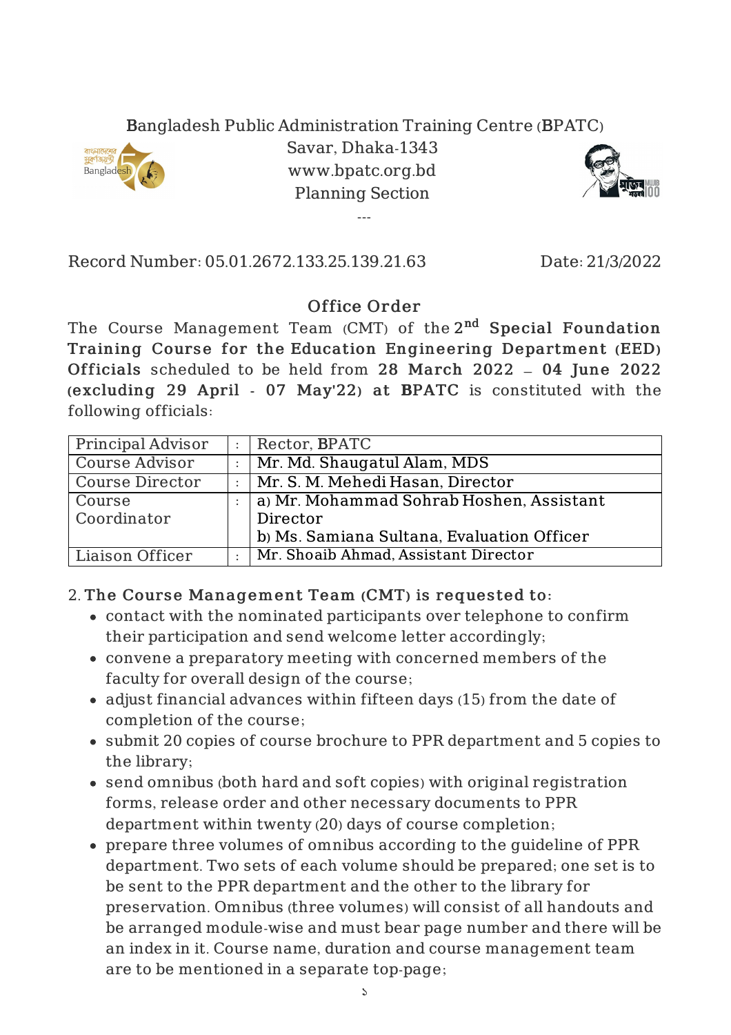Bangladesh Public Administration Training Centre (BPATC)
Savar, Dhaka-1343
www.bpatc.org.bd
Planning Section

---

Record Number: 05.01.2672.133.25.139.21.63 Date: 21/3/2022

## Office Order

The Course Management Team (CMT) of the 2nd **Special Foundation Training Course for the Education Engineering Department (EED) Officials** scheduled to be held from **28 March 2022 – 04 June 2022 (excluding 29 April - 07 May'22) at BPATC** is constituted with the following officials:

| | | |
|---|---|---|
| Principal Advisor | : | Rector, BPATC |
| Course Advisor | : | Mr. Md. Shaugatul Alam, MDS |
| Course Director | : | Mr. S. M. Mehedi Hasan, Director |
| Course Coordinator | : | a) Mr. Mohammad Sohrab Hoshen, Assistant Director<br>b) Ms. Samiana Sultana, Evaluation Officer |
| Liaison Officer | : | Mr. Shoaib Ahmad, Assistant Director |

2. **The Course Management Team (CMT) is requested to:**

- contact with the nominated participants over telephone to confirm their participation and send welcome letter accordingly;
- convene a preparatory meeting with concerned members of the faculty for overall design of the course;
- adjust financial advances within fifteen days (15) from the date of completion of the course;
- submit 20 copies of course brochure to PPR department and 5 copies to the library;
- send omnibus (both hard and soft copies) with original registration forms, release order and other necessary documents to PPR department within twenty (20) days of course completion;
- prepare three volumes of omnibus according to the guideline of PPR department. Two sets of each volume should be prepared; one set is to be sent to the PPR department and the other to the library for preservation. Omnibus (three volumes) will consist of all handouts and be arranged module-wise and must bear page number and there will be an index in it. Course name, duration and course management team are to be mentioned in a separate top-page;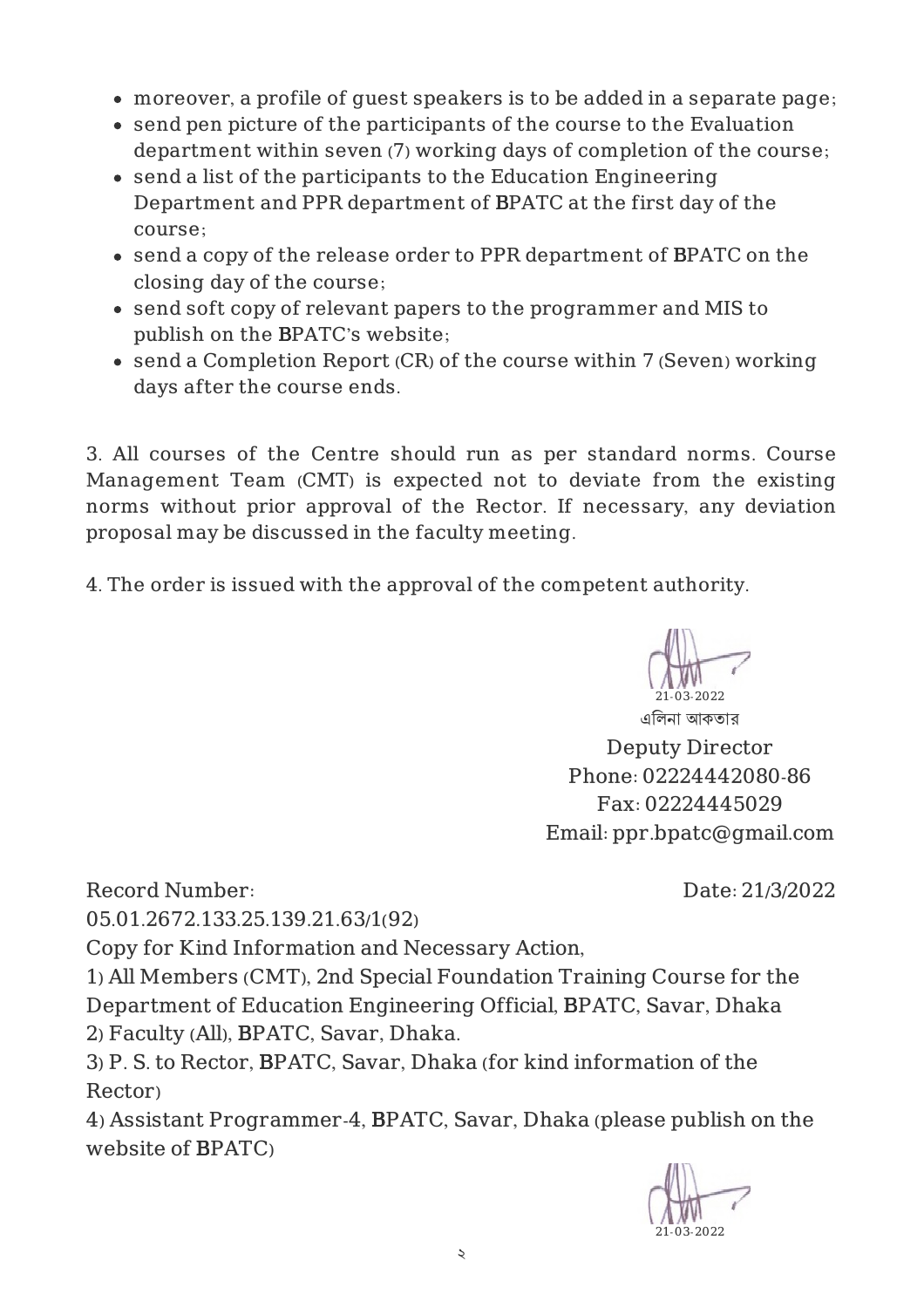- moreover, a profile of guest speakers is to be added in a separate page;
- send pen picture of the participants of the course to the Evaluation department within seven (7) working days of completion of the course;
- send a list of the participants to the Education Engineering Department and PPR department of BPATC at the first day of the course;
- send a copy of the release order to PPR department of BPATC on the closing day of the course;
- send soft copy of relevant papers to the programmer and MIS to publish on the BPATC's website;
- send a Completion Report (CR) of the course within 7 (Seven) working days after the course ends.

3. All courses of the Centre should run as per standard norms. Course Management Team (CMT) is expected not to deviate from the existing norms without prior approval of the Rector. If necessary, any deviation proposal may be discussed in the faculty meeting.

4. The order is issued with the approval of the competent authority.

21-03-2022
এলিনা আকতার
Deputy Director
Phone: 02224442080-86
Fax: 02224445029
Email: ppr.bpatc@gmail.com

Record Number: 05.01.2672.133.25.139.21.63/1(92)

Date: 21/3/2022

Copy for Kind Information and Necessary Action,

1) All Members (CMT), 2nd Special Foundation Training Course for the Department of Education Engineering Official, BPATC, Savar, Dhaka
2) Faculty (All), BPATC, Savar, Dhaka.
3) P. S. to Rector, BPATC, Savar, Dhaka (for kind information of the Rector)
4) Assistant Programmer-4, BPATC, Savar, Dhaka (please publish on the website of BPATC)

21-03-2022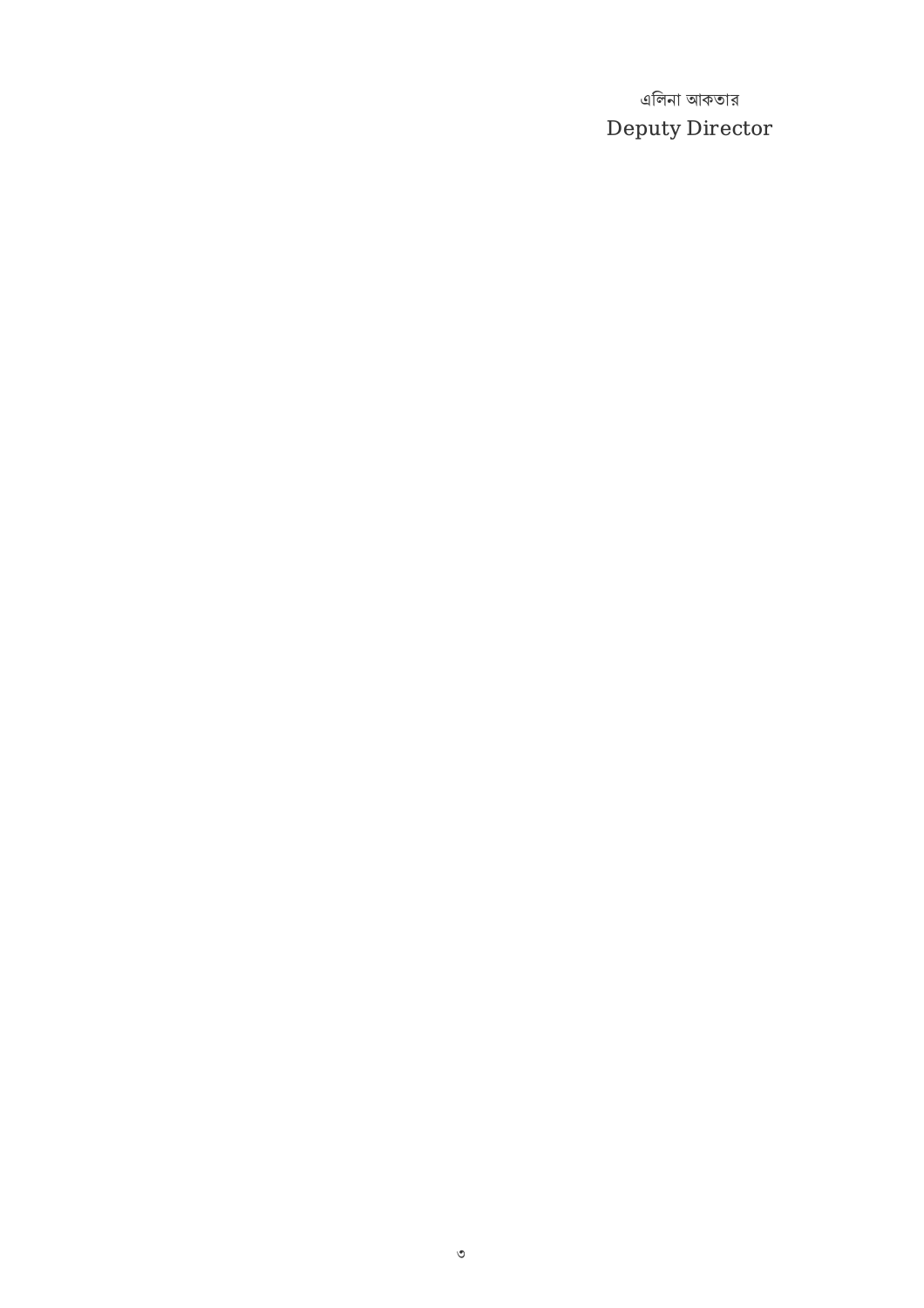এলিনা আকতার

Deputy Director